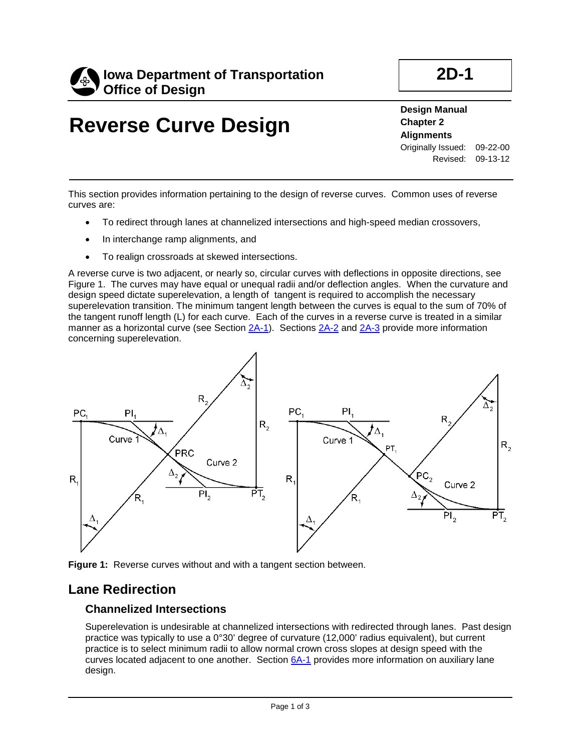Iowa Department of Transportation
Office of Design

**2D-1**

# Reverse Curve Design

**Design Manual**
**Chapter 2**
**Alignments**
Originally Issued: 09-22-00
Revised: 09-13-12

This section provides information pertaining to the design of reverse curves. Common uses of reverse curves are:

- To redirect through lanes at channelized intersections and high-speed median crossovers,
- In interchange ramp alignments, and
- To realign crossroads at skewed intersections.

A reverse curve is two adjacent, or nearly so, circular curves with deflections in opposite directions, see Figure 1. The curves may have equal or unequal radii and/or deflection angles. When the curvature and design speed dictate superelevation, a length of tangent is required to accomplish the necessary superelevation transition. The minimum tangent length between the curves is equal to the sum of 70% of the tangent runoff length (L) for each curve. Each of the curves in a reverse curve is treated in a similar manner as a horizontal curve (see Section 2A-1). Sections 2A-2 and 2A-3 provide more information concerning superelevation.

**Figure 1:** Reverse curves without and with a tangent section between.

## Lane Redirection

### Channelized Intersections

Superelevation is undesirable at channelized intersections with redirected through lanes. Past design practice was typically to use a 0°30' degree of curvature (12,000' radius equivalent), but current practice is to select minimum radii to allow normal crown cross slopes at design speed with the curves located adjacent to one another. Section 6A-1 provides more information on auxiliary lane design.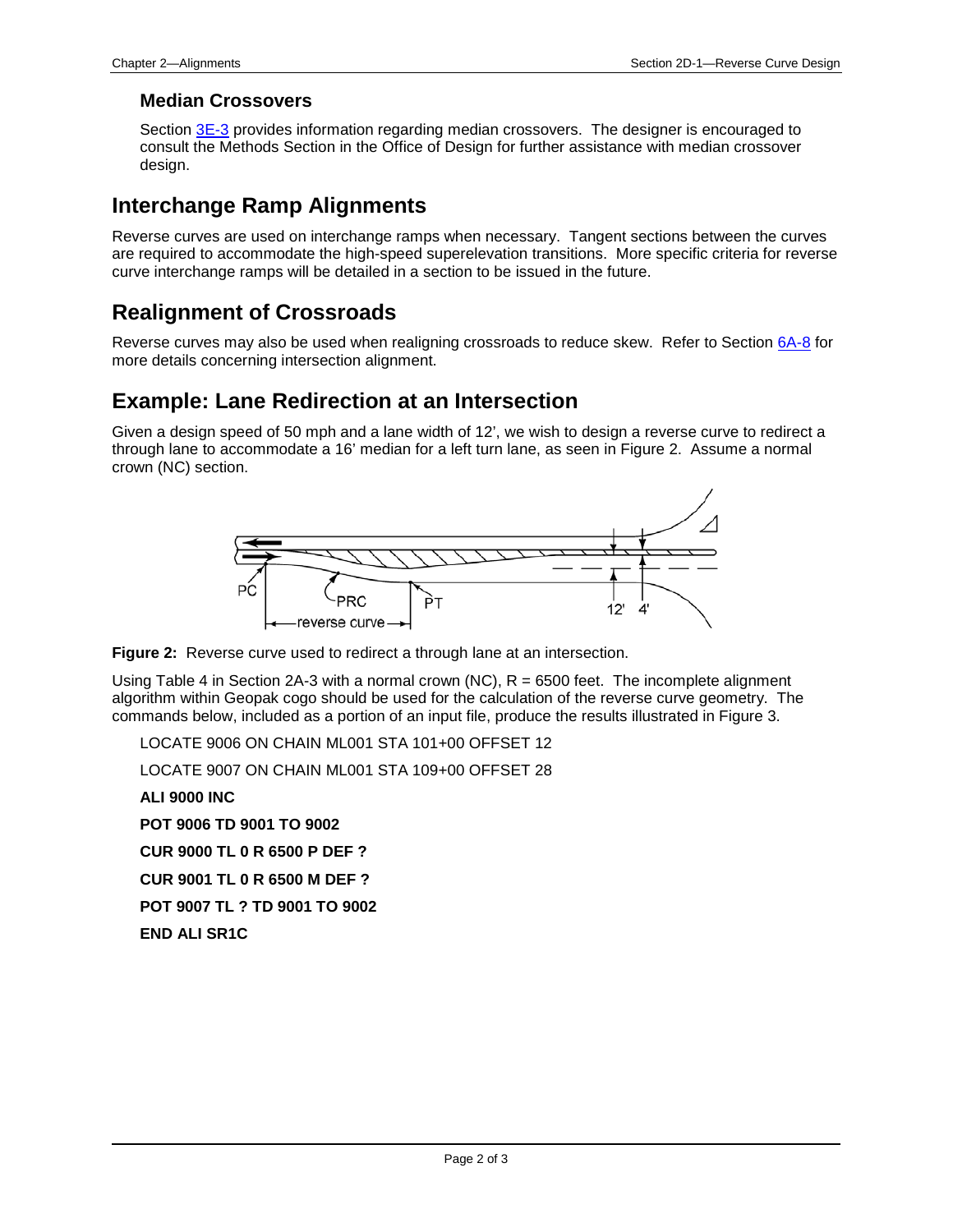### Median Crossovers

Section 3E-3 provides information regarding median crossovers. The designer is encouraged to consult the Methods Section in the Office of Design for further assistance with median crossover design.

## Interchange Ramp Alignments

Reverse curves are used on interchange ramps when necessary. Tangent sections between the curves are required to accommodate the high-speed superelevation transitions. More specific criteria for reverse curve interchange ramps will be detailed in a section to be issued in the future.

## Realignment of Crossroads

Reverse curves may also be used when realigning crossroads to reduce skew. Refer to Section 6A-8 for more details concerning intersection alignment.

## Example: Lane Redirection at an Intersection

Given a design speed of 50 mph and a lane width of 12', we wish to design a reverse curve to redirect a through lane to accommodate a 16' median for a left turn lane, as seen in Figure 2. Assume a normal crown (NC) section.

**Figure 2:** Reverse curve used to redirect a through lane at an intersection.

Using Table 4 in Section 2A-3 with a normal crown (NC), R = 6500 feet. The incomplete alignment algorithm within Geopak cogo should be used for the calculation of the reverse curve geometry. The commands below, included as a portion of an input file, produce the results illustrated in Figure 3.

LOCATE 9006 ON CHAIN ML001 STA 101+00 OFFSET 12

LOCATE 9007 ON CHAIN ML001 STA 109+00 OFFSET 28

**ALI 9000 INC**

**POT 9006 TD 9001 TO 9002**

**CUR 9000 TL 0 R 6500 P DEF ?**

**CUR 9001 TL 0 R 6500 M DEF ?**

**POT 9007 TL ? TD 9001 TO 9002**

**END ALI SR1C**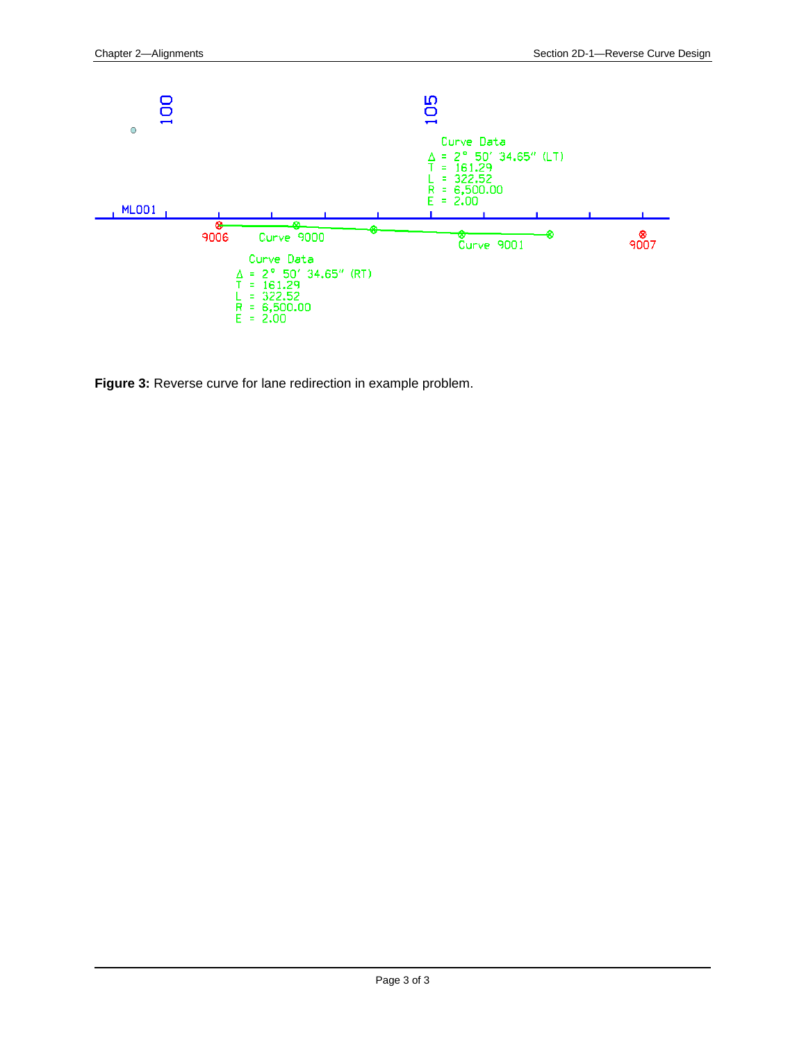**Figure 3:** Reverse curve for lane redirection in example problem.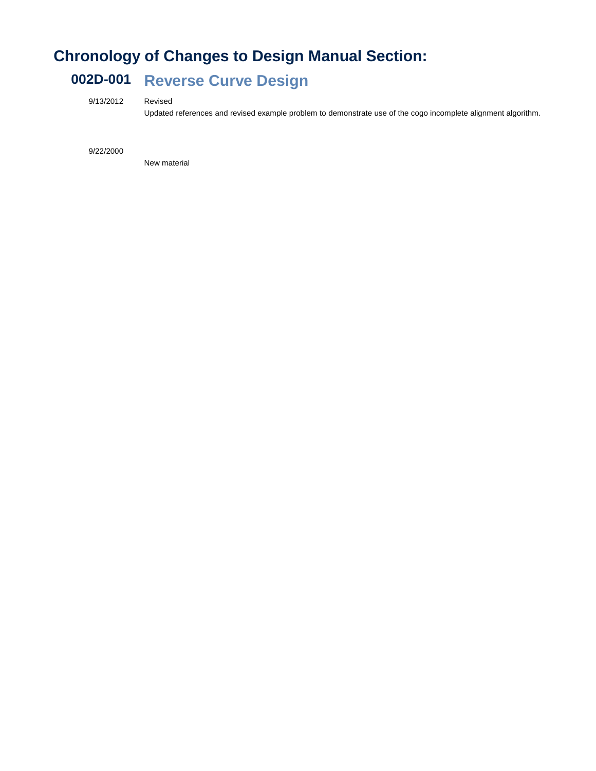# Chronology of Changes to Design Manual Section:

## 002D-001 Reverse Curve Design

9/13/2012 Revised

Updated references and revised example problem to demonstrate use of the cogo incomplete alignment algorithm.

9/22/2000

New material